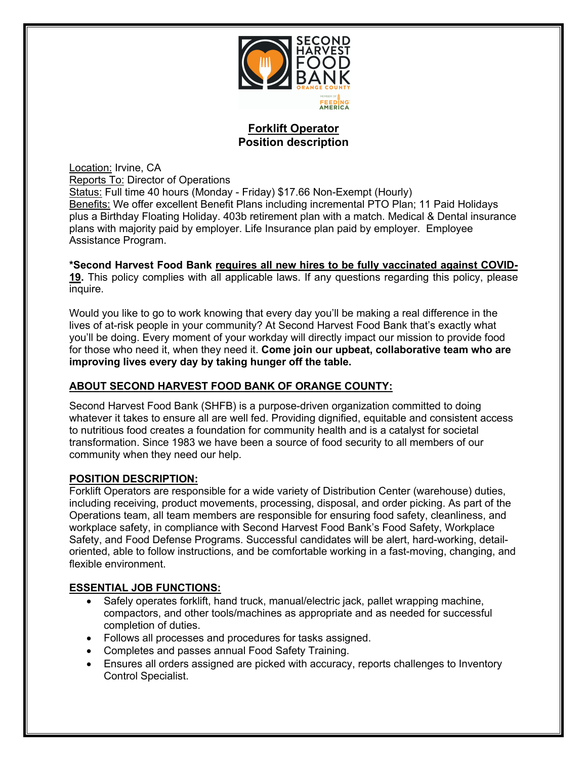SECOND HARVEST FOOD BANK ORANGE COUNTY

MEMBER OF FEEDING AMERICA

# Forklift Operator
## Position description

Location: Irvine, CA
Reports To: Director of Operations
Status: Full time 40 hours (Monday - Friday) $17.66 Non-Exempt (Hourly)
Benefits: We offer excellent Benefit Plans including incremental PTO Plan; 11 Paid Holidays plus a Birthday Floating Holiday. 403b retirement plan with a match. Medical & Dental insurance plans with majority paid by employer. Life Insurance plan paid by employer. Employee Assistance Program.

***Second Harvest Food Bank requires all new hires to be fully vaccinated against COVID-19.** This policy complies with all applicable laws. If any questions regarding this policy, please inquire.

Would you like to go to work knowing that every day you'll be making a real difference in the lives of at-risk people in your community? At Second Harvest Food Bank that's exactly what you'll be doing. Every moment of your workday will directly impact our mission to provide food for those who need it, when they need it. **Come join our upbeat, collaborative team who are improving lives every day by taking hunger off the table.**

### ABOUT SECOND HARVEST FOOD BANK OF ORANGE COUNTY:

Second Harvest Food Bank (SHFB) is a purpose-driven organization committed to doing whatever it takes to ensure all are well fed. Providing dignified, equitable and consistent access to nutritious food creates a foundation for community health and is a catalyst for societal transformation. Since 1983 we have been a source of food security to all members of our community when they need our help.

### POSITION DESCRIPTION:

Forklift Operators are responsible for a wide variety of Distribution Center (warehouse) duties, including receiving, product movements, processing, disposal, and order picking. As part of the Operations team, all team members are responsible for ensuring food safety, cleanliness, and workplace safety, in compliance with Second Harvest Food Bank's Food Safety, Workplace Safety, and Food Defense Programs. Successful candidates will be alert, hard-working, detail-oriented, able to follow instructions, and be comfortable working in a fast-moving, changing, and flexible environment.

### ESSENTIAL JOB FUNCTIONS:

- Safely operates forklift, hand truck, manual/electric jack, pallet wrapping machine, compactors, and other tools/machines as appropriate and as needed for successful completion of duties.
- Follows all processes and procedures for tasks assigned.
- Completes and passes annual Food Safety Training.
- Ensures all orders assigned are picked with accuracy, reports challenges to Inventory Control Specialist.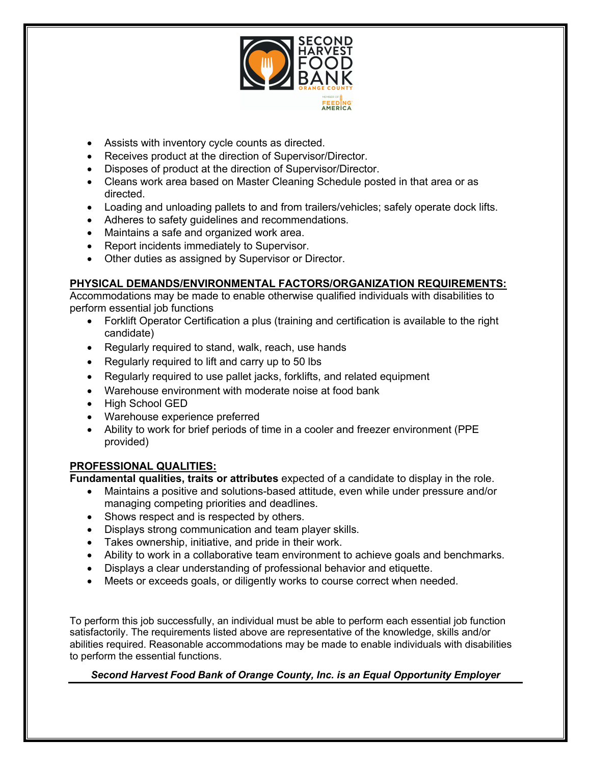- Assists with inventory cycle counts as directed.
- Receives product at the direction of Supervisor/Director.
- Disposes of product at the direction of Supervisor/Director.
- Cleans work area based on Master Cleaning Schedule posted in that area or as directed.
- Loading and unloading pallets to and from trailers/vehicles; safely operate dock lifts.
- Adheres to safety guidelines and recommendations.
- Maintains a safe and organized work area.
- Report incidents immediately to Supervisor.
- Other duties as assigned by Supervisor or Director.

**PHYSICAL DEMANDS/ENVIRONMENTAL FACTORS/ORGANIZATION REQUIREMENTS:**

Accommodations may be made to enable otherwise qualified individuals with disabilities to perform essential job functions

- Forklift Operator Certification a plus (training and certification is available to the right candidate)
- Regularly required to stand, walk, reach, use hands
- Regularly required to lift and carry up to 50 lbs
- Regularly required to use pallet jacks, forklifts, and related equipment
- Warehouse environment with moderate noise at food bank
- High School GED
- Warehouse experience preferred
- Ability to work for brief periods of time in a cooler and freezer environment (PPE provided)

**PROFESSIONAL QUALITIES:**

**Fundamental qualities, traits or attributes** expected of a candidate to display in the role.

- Maintains a positive and solutions-based attitude, even while under pressure and/or managing competing priorities and deadlines.
- Shows respect and is respected by others.
- Displays strong communication and team player skills.
- Takes ownership, initiative, and pride in their work.
- Ability to work in a collaborative team environment to achieve goals and benchmarks.
- Displays a clear understanding of professional behavior and etiquette.
- Meets or exceeds goals, or diligently works to course correct when needed.

To perform this job successfully, an individual must be able to perform each essential job function satisfactorily. The requirements listed above are representative of the knowledge, skills and/or abilities required. Reasonable accommodations may be made to enable individuals with disabilities to perform the essential functions.

***Second Harvest Food Bank of Orange County, Inc. is an Equal Opportunity Employer***